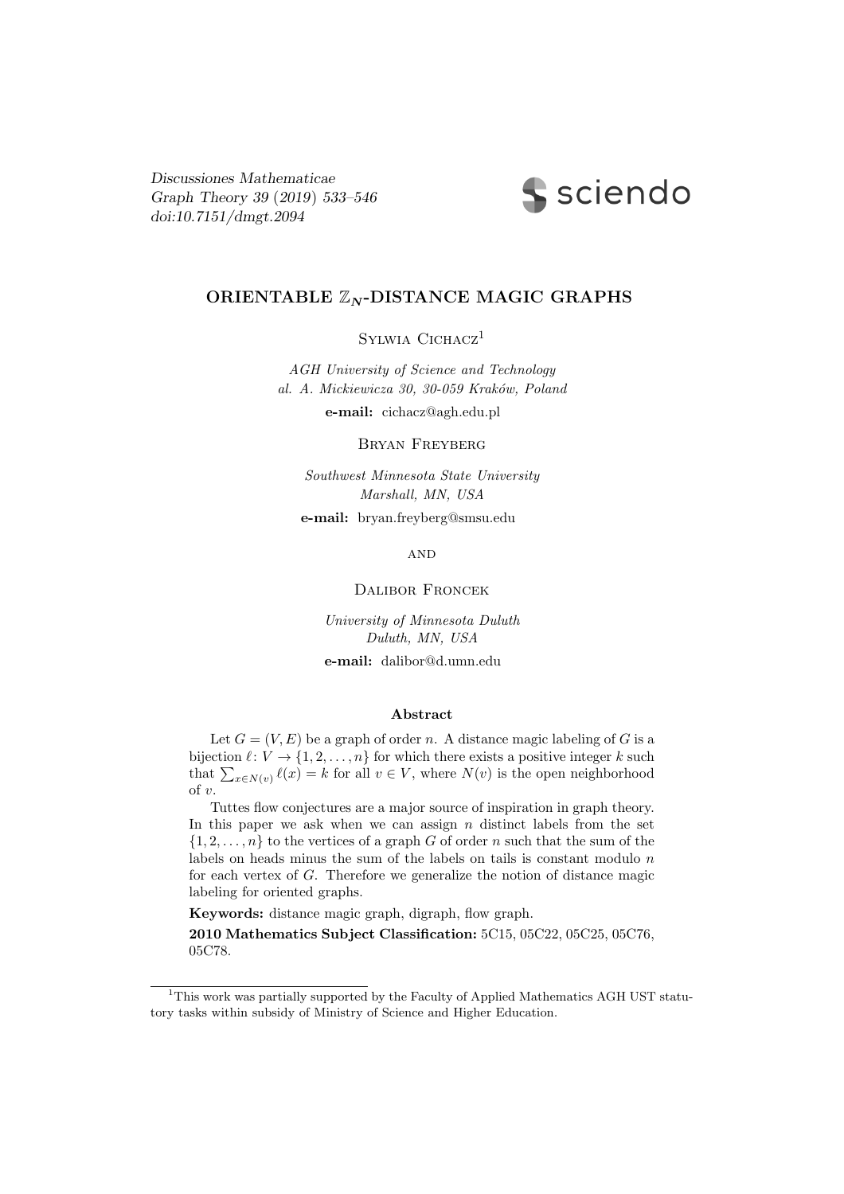Discussiones Mathematicae
Graph Theory 39 (2019) 533–546
doi:10.7151/dmgt.2094

# ORIENTABLE $\mathbb{Z}_N$-DISTANCE MAGIC GRAPHS

Sylwia Cichacz[1]

*AGH University of Science and Technology*
*al. A. Mickiewicza 30, 30-059 Kraków, Poland*

**e-mail:** cichacz@agh.edu.pl

Bryan Freyberg

*Southwest Minnesota State University*
*Marshall, MN, USA*

**e-mail:** bryan.freyberg@smsu.edu

and

Dalibor Froncek

*University of Minnesota Duluth*
*Duluth, MN, USA*

**e-mail:** dalibor@d.umn.edu

## Abstract

Let $G = (V, E)$ be a graph of order $n$. A distance magic labeling of $G$ is a bijection $\ell\colon V \to \{1, 2, \ldots, n\}$ for which there exists a positive integer $k$ such that $\sum_{x \in N(v)} \ell(x) = k$ for all $v \in V$, where $N(v)$ is the open neighborhood of $v$.

Tuttes flow conjectures are a major source of inspiration in graph theory. In this paper we ask when we can assign $n$ distinct labels from the set $\{1, 2, \ldots, n\}$ to the vertices of a graph $G$ of order $n$ such that the sum of the labels on heads minus the sum of the labels on tails is constant modulo $n$ for each vertex of $G$. Therefore we generalize the notion of distance magic labeling for oriented graphs.

**Keywords:** distance magic graph, digraph, flow graph.

**2010 Mathematics Subject Classification:** 5C15, 05C22, 05C25, 05C76, 05C78.

[1]This work was partially supported by the Faculty of Applied Mathematics AGH UST statutory tasks within subsidy of Ministry of Science and Higher Education.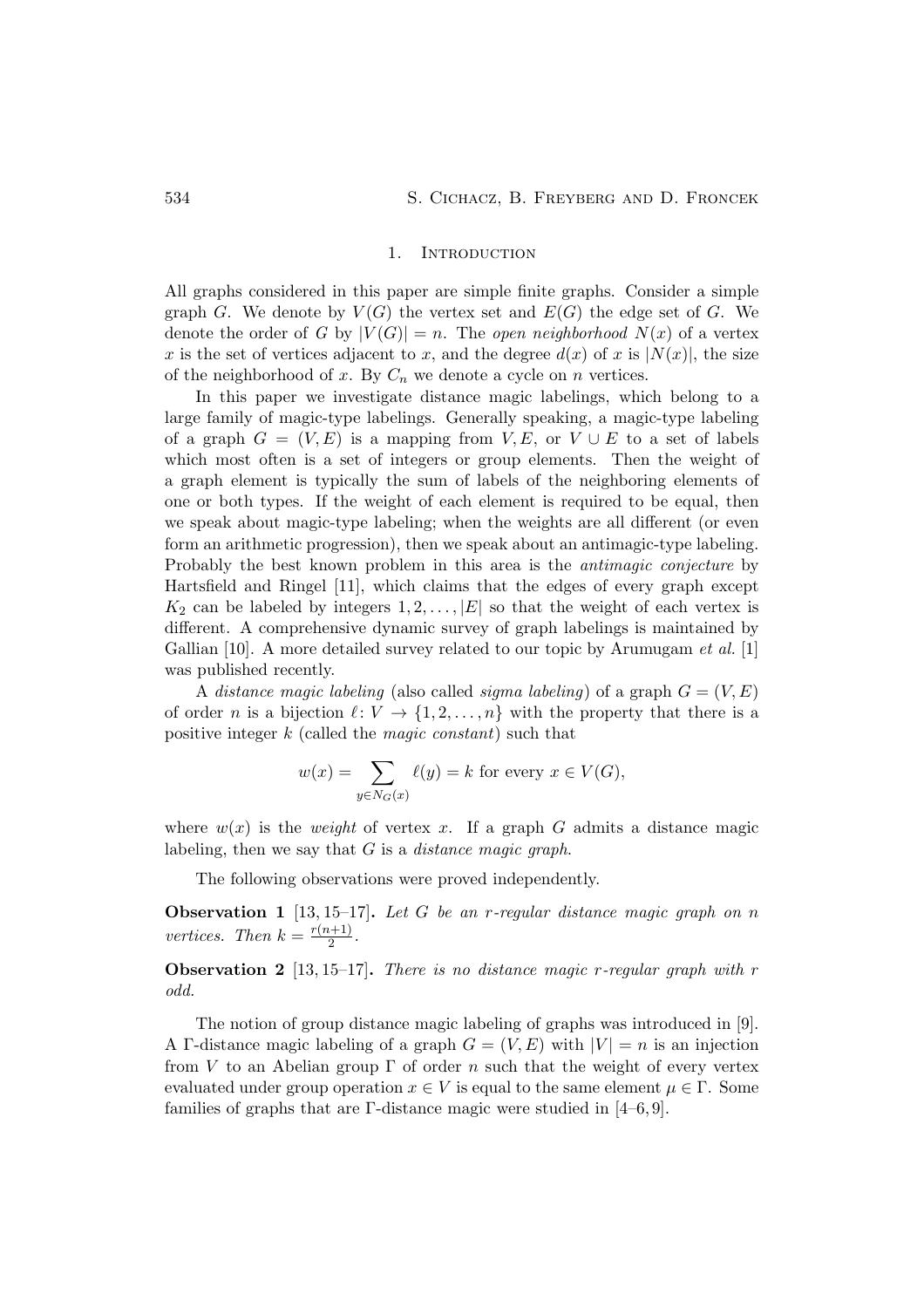## 1. Introduction

All graphs considered in this paper are simple finite graphs. Consider a simple graph $G$. We denote by $V(G)$ the vertex set and $E(G)$ the edge set of $G$. We denote the order of $G$ by $|V(G)| = n$. The *open neighborhood* $N(x)$ of a vertex $x$ is the set of vertices adjacent to $x$, and the degree $d(x)$ of $x$ is $|N(x)|$, the size of the neighborhood of $x$. By $C_n$ we denote a cycle on $n$ vertices.

In this paper we investigate distance magic labelings, which belong to a large family of magic-type labelings. Generally speaking, a magic-type labeling of a graph $G = (V, E)$ is a mapping from $V, E$, or $V \cup E$ to a set of labels which most often is a set of integers or group elements. Then the weight of a graph element is typically the sum of labels of the neighboring elements of one or both types. If the weight of each element is required to be equal, then we speak about magic-type labeling; when the weights are all different (or even form an arithmetic progression), then we speak about an antimagic-type labeling. Probably the best known problem in this area is the *antimagic conjecture* by Hartsfield and Ringel [11], which claims that the edges of every graph except $K_2$ can be labeled by integers $1, 2, \ldots, |E|$ so that the weight of each vertex is different. A comprehensive dynamic survey of graph labelings is maintained by Gallian [10]. A more detailed survey related to our topic by Arumugam *et al.* [1] was published recently.

A *distance magic labeling* (also called *sigma labeling*) of a graph $G = (V, E)$ of order $n$ is a bijection $\ell \colon V \to \{1, 2, \ldots, n\}$ with the property that there is a positive integer $k$ (called the *magic constant*) such that

$$w(x) = \sum_{y \in N_G(x)} \ell(y) = k \text{ for every } x \in V(G),$$

where $w(x)$ is the *weight* of vertex $x$. If a graph $G$ admits a distance magic labeling, then we say that $G$ is a *distance magic graph*.

The following observations were proved independently.

**Observation 1** [13, 15–17]**.** *Let $G$ be an $r$-regular distance magic graph on $n$ vertices. Then $k = \frac{r(n+1)}{2}$.*

**Observation 2** [13, 15–17]**.** *There is no distance magic $r$-regular graph with $r$ odd.*

The notion of group distance magic labeling of graphs was introduced in [9]. A $\Gamma$-distance magic labeling of a graph $G = (V, E)$ with $|V| = n$ is an injection from $V$ to an Abelian group $\Gamma$ of order $n$ such that the weight of every vertex evaluated under group operation $x \in V$ is equal to the same element $\mu \in \Gamma$. Some families of graphs that are $\Gamma$-distance magic were studied in [4–6, 9].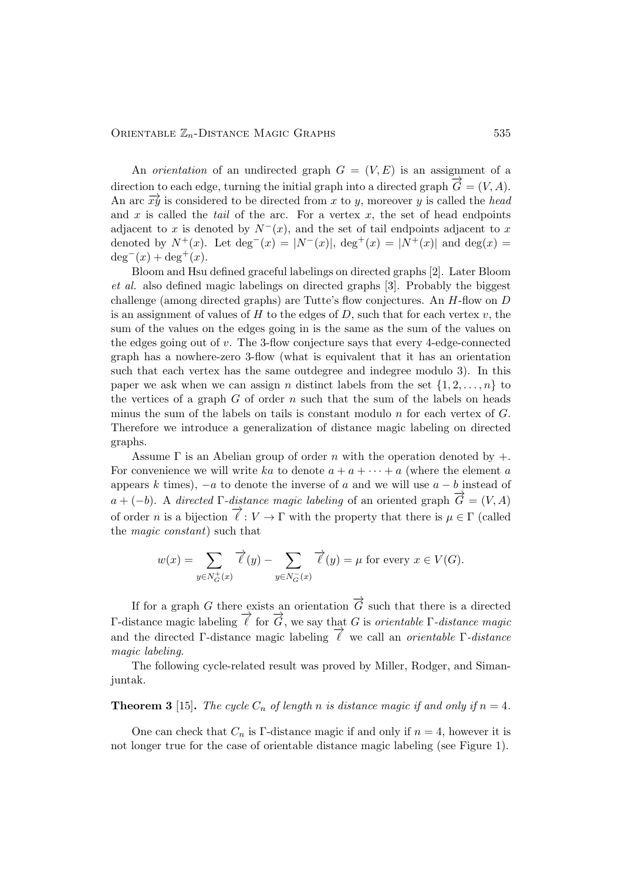An *orientation* of an undirected graph $G = (V, E)$ is an assignment of a direction to each edge, turning the initial graph into a directed graph $\overrightarrow{G} = (V, A)$. An arc $\overrightarrow{xy}$ is considered to be directed from $x$ to $y$, moreover $y$ is called the *head* and $x$ is called the *tail* of the arc. For a vertex $x$, the set of head endpoints adjacent to $x$ is denoted by $N^-(x)$, and the set of tail endpoints adjacent to $x$ denoted by $N^+(x)$. Let $\deg^-(x) = |N^-(x)|$, $\deg^+(x) = |N^+(x)|$ and $\deg(x) = \deg^-(x) + \deg^+(x)$.

Bloom and Hsu defined graceful labelings on directed graphs [2]. Later Bloom *et al.* also defined magic labelings on directed graphs [3]. Probably the biggest challenge (among directed graphs) are Tutte's flow conjectures. An $H$-flow on $D$ is an assignment of values of $H$ to the edges of $D$, such that for each vertex $v$, the sum of the values on the edges going in is the same as the sum of the values on the edges going out of $v$. The 3-flow conjecture says that every 4-edge-connected graph has a nowhere-zero 3-flow (what is equivalent that it has an orientation such that each vertex has the same outdegree and indegree modulo 3). In this paper we ask when we can assign $n$ distinct labels from the set $\{1, 2, \ldots, n\}$ to the vertices of a graph $G$ of order $n$ such that the sum of the labels on heads minus the sum of the labels on tails is constant modulo $n$ for each vertex of $G$. Therefore we introduce a generalization of distance magic labeling on directed graphs.

Assume $\Gamma$ is an Abelian group of order $n$ with the operation denoted by $+$. For convenience we will write $ka$ to denote $a + a + \cdots + a$ (where the element $a$ appears $k$ times), $-a$ to denote the inverse of $a$ and we will use $a - b$ instead of $a + (-b)$. A *directed* $\Gamma$*-distance magic labeling* of an oriented graph $\overrightarrow{G} = (V, A)$ of order $n$ is a bijection $\overrightarrow{\ell} : V \to \Gamma$ with the property that there is $\mu \in \Gamma$ (called the *magic constant*) such that

$$w(x) = \sum_{y \in N_G^+(x)} \overrightarrow{\ell}(y) - \sum_{y \in N_G^-(x)} \overrightarrow{\ell}(y) = \mu \text{ for every } x \in V(G).$$

If for a graph $G$ there exists an orientation $\overrightarrow{G}$ such that there is a directed $\Gamma$-distance magic labeling $\overrightarrow{\ell}$ for $\overrightarrow{G}$, we say that $G$ is *orientable* $\Gamma$*-distance magic* and the directed $\Gamma$-distance magic labeling $\overrightarrow{\ell}$ we call an *orientable* $\Gamma$*-distance magic labeling*.

The following cycle-related result was proved by Miller, Rodger, and Simanjuntak.

**Theorem 3** [15]**.** *The cycle $C_n$ of length $n$ is distance magic if and only if $n = 4$.*

One can check that $C_n$ is $\Gamma$-distance magic if and only if $n = 4$, however it is not longer true for the case of orientable distance magic labeling (see Figure 1).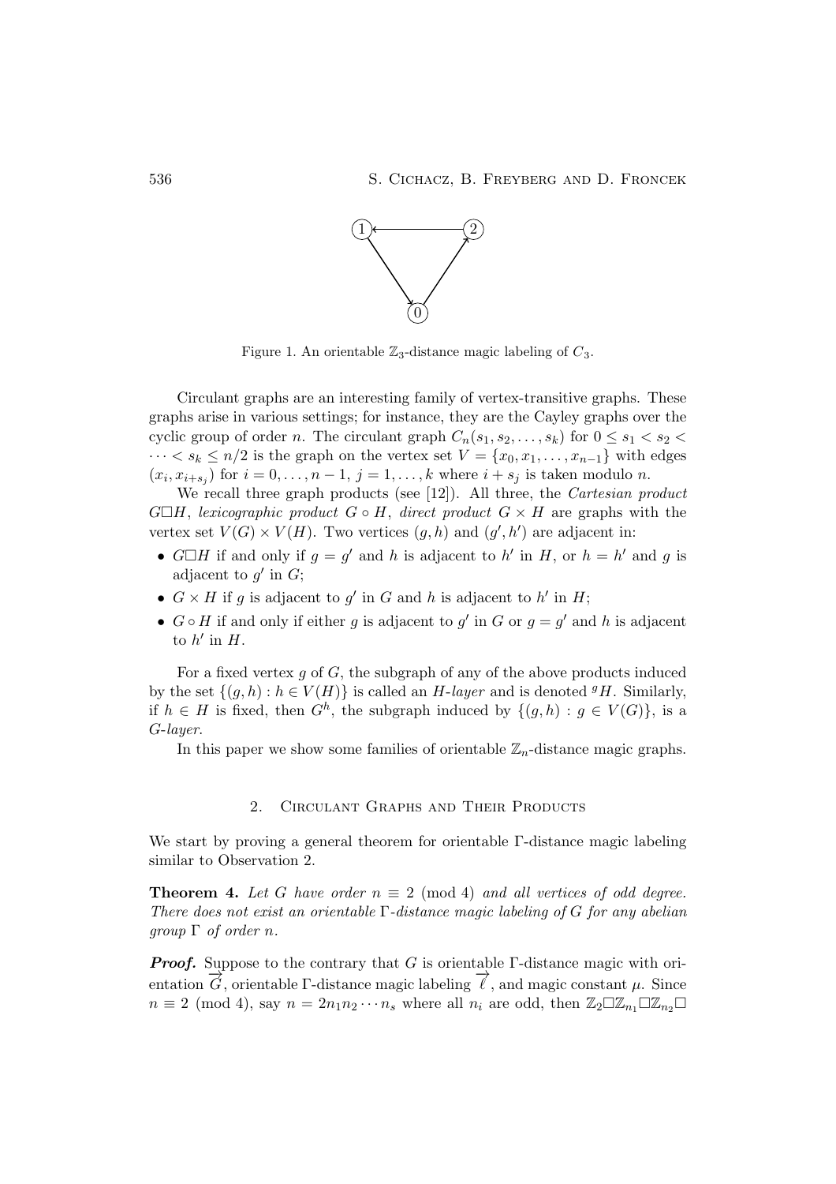Figure 1. An orientable $\mathbb{Z}_3$-distance magic labeling of $C_3$.

Circulant graphs are an interesting family of vertex-transitive graphs. These graphs arise in various settings; for instance, they are the Cayley graphs over the cyclic group of order $n$. The circulant graph $C_n(s_1, s_2, \ldots, s_k)$ for $0 \leq s_1 < s_2 < \cdots < s_k \leq n/2$ is the graph on the vertex set $V = \{x_0, x_1, \ldots, x_{n-1}\}$ with edges $(x_i, x_{i+s_j})$ for $i = 0, \ldots, n-1$, $j = 1, \ldots, k$ where $i + s_j$ is taken modulo $n$.

We recall three graph products (see [12]). All three, the *Cartesian product* $G \square H$, *lexicographic product* $G \circ H$, *direct product* $G \times H$ are graphs with the vertex set $V(G) \times V(H)$. Two vertices $(g, h)$ and $(g', h')$ are adjacent in:

- $G \square H$ if and only if $g = g'$ and $h$ is adjacent to $h'$ in $H$, or $h = h'$ and $g$ is adjacent to $g'$ in $G$;
- $G \times H$ if $g$ is adjacent to $g'$ in $G$ and $h$ is adjacent to $h'$ in $H$;
- $G \circ H$ if and only if either $g$ is adjacent to $g'$ in $G$ or $g = g'$ and $h$ is adjacent to $h'$ in $H$.

For a fixed vertex $g$ of $G$, the subgraph of any of the above products induced by the set $\{(g, h) : h \in V(H)\}$ is called an *H-layer* and is denoted ${}^gH$. Similarly, if $h \in H$ is fixed, then $G^h$, the subgraph induced by $\{(g, h) : g \in V(G)\}$, is a *G-layer*.

In this paper we show some families of orientable $\mathbb{Z}_n$-distance magic graphs.

## 2. Circulant Graphs and Their Products

We start by proving a general theorem for orientable $\Gamma$-distance magic labeling similar to Observation 2.

**Theorem 4.** *Let $G$ have order $n \equiv 2 \pmod 4$ and all vertices of odd degree. There does not exist an orientable $\Gamma$-distance magic labeling of $G$ for any abelian group $\Gamma$ of order $n$.*

***Proof.*** Suppose to the contrary that $G$ is orientable $\Gamma$-distance magic with orientation $\overrightarrow{G}$, orientable $\Gamma$-distance magic labeling $\overrightarrow{\ell}$, and magic constant $\mu$. Since $n \equiv 2 \pmod 4$, say $n = 2n_1n_2 \cdots n_s$ where all $n_i$ are odd, then $\mathbb{Z}_2 \square \mathbb{Z}_{n_1} \square \mathbb{Z}_{n_2} \square$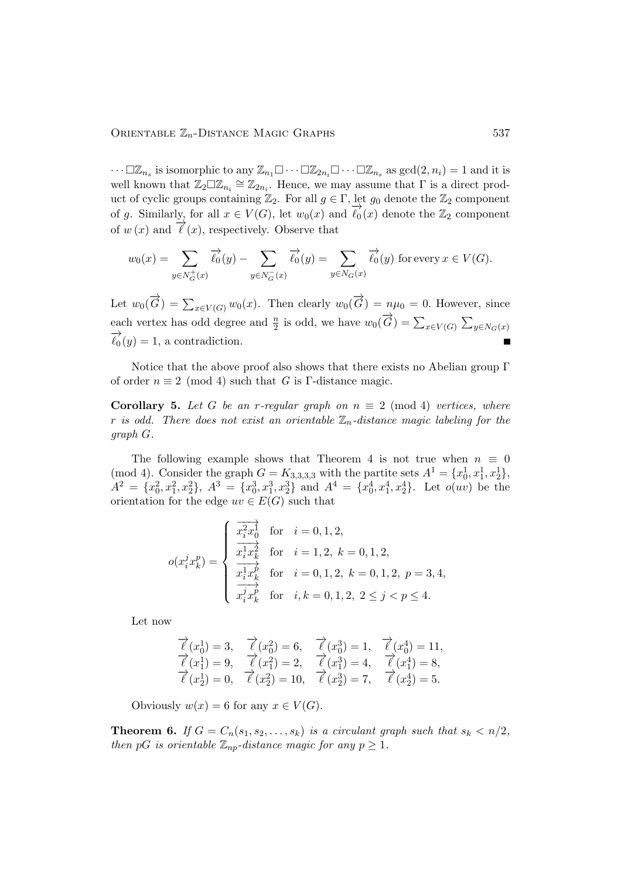$\cdots\square\mathbb{Z}_{n_s}$ is isomorphic to any $\mathbb{Z}_{n_1}\square\cdots\square\mathbb{Z}_{2n_i}\square\cdots\square\mathbb{Z}_{n_s}$ as $\gcd(2,n_i)=1$ and it is well known that $\mathbb{Z}_2\square\mathbb{Z}_{n_i}\cong\mathbb{Z}_{2n_i}$. Hence, we may assume that $\Gamma$ is a direct product of cyclic groups containing $\mathbb{Z}_2$. For all $g\in\Gamma$, let $g_0$ denote the $\mathbb{Z}_2$ component of $g$. Similarly, for all $x\in V(G)$, let $w_0(x)$ and $\overrightarrow{\ell_0}(x)$ denote the $\mathbb{Z}_2$ component of $w(x)$ and $\overrightarrow{\ell}(x)$, respectively. Observe that

$$w_0(x)=\sum_{y\in N_G^+(x)}\overrightarrow{\ell_0}(y)-\sum_{y\in N_G^-(x)}\overrightarrow{\ell_0}(y)=\sum_{y\in N_G(x)}\overrightarrow{\ell_0}(y)\ \text{for every}\ x\in V(G).$$

Let $w_0(\overrightarrow{G})=\sum_{x\in V(G)}w_0(x)$. Then clearly $w_0(\overrightarrow{G})=n\mu_0=0$. However, since each vertex has odd degree and $\frac{n}{2}$ is odd, we have $w_0(\overrightarrow{G})=\sum_{x\in V(G)}\sum_{y\in N_G(x)}\overrightarrow{\ell_0}(y)=1$, a contradiction. ■

Notice that the above proof also shows that there exists no Abelian group $\Gamma$ of order $n\equiv 2 \pmod 4$ such that $G$ is $\Gamma$-distance magic.

**Corollary 5.** *Let $G$ be an $r$-regular graph on $n\equiv 2 \pmod 4$ vertices, where $r$ is odd. There does not exist an orientable $\mathbb{Z}_n$-distance magic labeling for the graph $G$.*

The following example shows that Theorem 4 is not true when $n\equiv 0 \pmod 4$. Consider the graph $G=K_{3,3,3,3}$ with the partite sets $A^1=\{x_0^1,x_1^1,x_2^1\}$, $A^2=\{x_0^2,x_1^2,x_2^2\}$, $A^3=\{x_0^3,x_1^3,x_2^3\}$ and $A^4=\{x_0^4,x_1^4,x_2^4\}$. Let $o(uv)$ be the orientation for the edge $uv\in E(G)$ such that

$$o(x_i^jx_k^p)=\begin{cases}\overrightarrow{x_i^2x_0^1} & \text{for}\quad i=0,1,2,\\ \overrightarrow{x_i^1x_k^2} & \text{for}\quad i=1,2,\ k=0,1,2,\\ \overrightarrow{x_i^1x_k^p} & \text{for}\quad i=0,1,2,\ k=0,1,2,\ p=3,4,\\ \overrightarrow{x_i^jx_k^p} & \text{for}\quad i,k=0,1,2,\ 2\le j<p\le 4.\end{cases}$$

Let now

$$\begin{array}{llll}\overrightarrow{\ell}(x_0^1)=3, & \overrightarrow{\ell}(x_0^2)=6, & \overrightarrow{\ell}(x_0^3)=1, & \overrightarrow{\ell}(x_0^4)=11,\\ \overrightarrow{\ell}(x_1^1)=9, & \overrightarrow{\ell}(x_1^2)=2, & \overrightarrow{\ell}(x_1^3)=4, & \overrightarrow{\ell}(x_1^4)=8,\\ \overrightarrow{\ell}(x_2^1)=0, & \overrightarrow{\ell}(x_2^2)=10, & \overrightarrow{\ell}(x_2^3)=7, & \overrightarrow{\ell}(x_2^4)=5.\end{array}$$

Obviously $w(x)=6$ for any $x\in V(G)$.

**Theorem 6.** *If $G=C_n(s_1,s_2,\ldots,s_k)$ is a circulant graph such that $s_k<n/2$, then $pG$ is orientable $\mathbb{Z}_{np}$-distance magic for any $p\ge 1$.*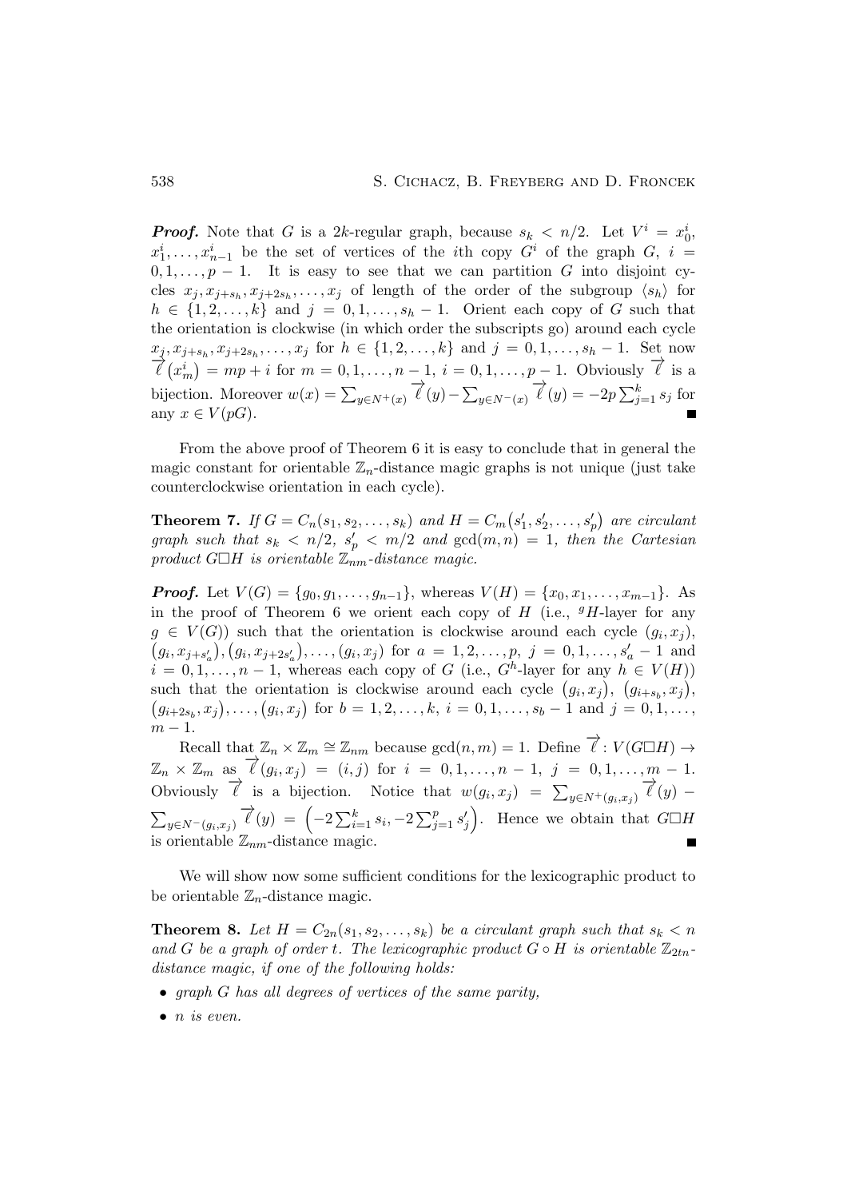***Proof.*** Note that $G$ is a $2k$-regular graph, because $s_k < n/2$. Let $V^i = x_0^i, x_1^i, \ldots, x_{n-1}^i$ be the set of vertices of the $i$th copy $G^i$ of the graph $G$, $i = 0, 1, \ldots, p-1$. It is easy to see that we can partition $G$ into disjoint cycles $x_j, x_{j+s_h}, x_{j+2s_h}, \ldots, x_j$ of length of the order of the subgroup $\langle s_h \rangle$ for $h \in \{1, 2, \ldots, k\}$ and $j = 0, 1, \ldots, s_h - 1$. Orient each copy of $G$ such that the orientation is clockwise (in which order the subscripts go) around each cycle $x_j, x_{j+s_h}, x_{j+2s_h}, \ldots, x_j$ for $h \in \{1, 2, \ldots, k\}$ and $j = 0, 1, \ldots, s_h - 1$. Set now $\overrightarrow{\ell}(x_m^i) = mp + i$ for $m = 0, 1, \ldots, n-1$, $i = 0, 1, \ldots, p-1$. Obviously $\overrightarrow{\ell}$ is a bijection. Moreover $w(x) = \sum_{y \in N^+(x)} \overrightarrow{\ell}(y) - \sum_{y \in N^-(x)} \overrightarrow{\ell}(y) = -2p \sum_{j=1}^k s_j$ for any $x \in V(pG)$. ■

From the above proof of Theorem 6 it is easy to conclude that in general the magic constant for orientable $\mathbb{Z}_n$-distance magic graphs is not unique (just take counterclockwise orientation in each cycle).

**Theorem 7.** *If $G = C_n(s_1, s_2, \ldots, s_k)$ and $H = C_m(s_1', s_2', \ldots, s_p')$ are circulant graph such that $s_k < n/2$, $s_p' < m/2$ and $\gcd(m, n) = 1$, then the Cartesian product $G \square H$ is orientable $\mathbb{Z}_{nm}$-distance magic.*

***Proof.*** Let $V(G) = \{g_0, g_1, \ldots, g_{n-1}\}$, whereas $V(H) = \{x_0, x_1, \ldots, x_{m-1}\}$. As in the proof of Theorem 6 we orient each copy of $H$ (i.e., ${}^gH$-layer for any $g \in V(G)$) such that the orientation is clockwise around each cycle $(g_i, x_j)$, $(g_i, x_{j+s_a'}), (g_i, x_{j+2s_a'}), \ldots, (g_i, x_j)$ for $a = 1, 2, \ldots, p$, $j = 0, 1, \ldots, s_a' - 1$ and $i = 0, 1, \ldots, n-1$, whereas each copy of $G$ (i.e., $G^h$-layer for any $h \in V(H)$) such that the orientation is clockwise around each cycle $(g_i, x_j)$, $(g_{i+s_b}, x_j)$, $(g_{i+2s_b}, x_j), \ldots, (g_i, x_j)$ for $b = 1, 2, \ldots, k$, $i = 0, 1, \ldots, s_b - 1$ and $j = 0, 1, \ldots, m-1$.

Recall that $\mathbb{Z}_n \times \mathbb{Z}_m \cong \mathbb{Z}_{nm}$ because $\gcd(n, m) = 1$. Define $\overrightarrow{\ell} : V(G \square H) \to \mathbb{Z}_n \times \mathbb{Z}_m$ as $\overrightarrow{\ell}(g_i, x_j) = (i, j)$ for $i = 0, 1, \ldots, n-1$, $j = 0, 1, \ldots, m-1$. Obviously $\overrightarrow{\ell}$ is a bijection. Notice that $w(g_i, x_j) = \sum_{y \in N^+(g_i, x_j)} \overrightarrow{\ell}(y) - \sum_{y \in N^-(g_i, x_j)} \overrightarrow{\ell}(y) = \left(-2\sum_{i=1}^k s_i, -2\sum_{j=1}^p s_j'\right)$. Hence we obtain that $G \square H$ is orientable $\mathbb{Z}_{nm}$-distance magic. ■

We will show now some sufficient conditions for the lexicographic product to be orientable $\mathbb{Z}_n$-distance magic.

**Theorem 8.** *Let $H = C_{2n}(s_1, s_2, \ldots, s_k)$ be a circulant graph such that $s_k < n$ and $G$ be a graph of order $t$. The lexicographic product $G \circ H$ is orientable $\mathbb{Z}_{2tn}$-distance magic, if one of the following holds:*

- *graph $G$ has all degrees of vertices of the same parity,*
- *$n$ is even.*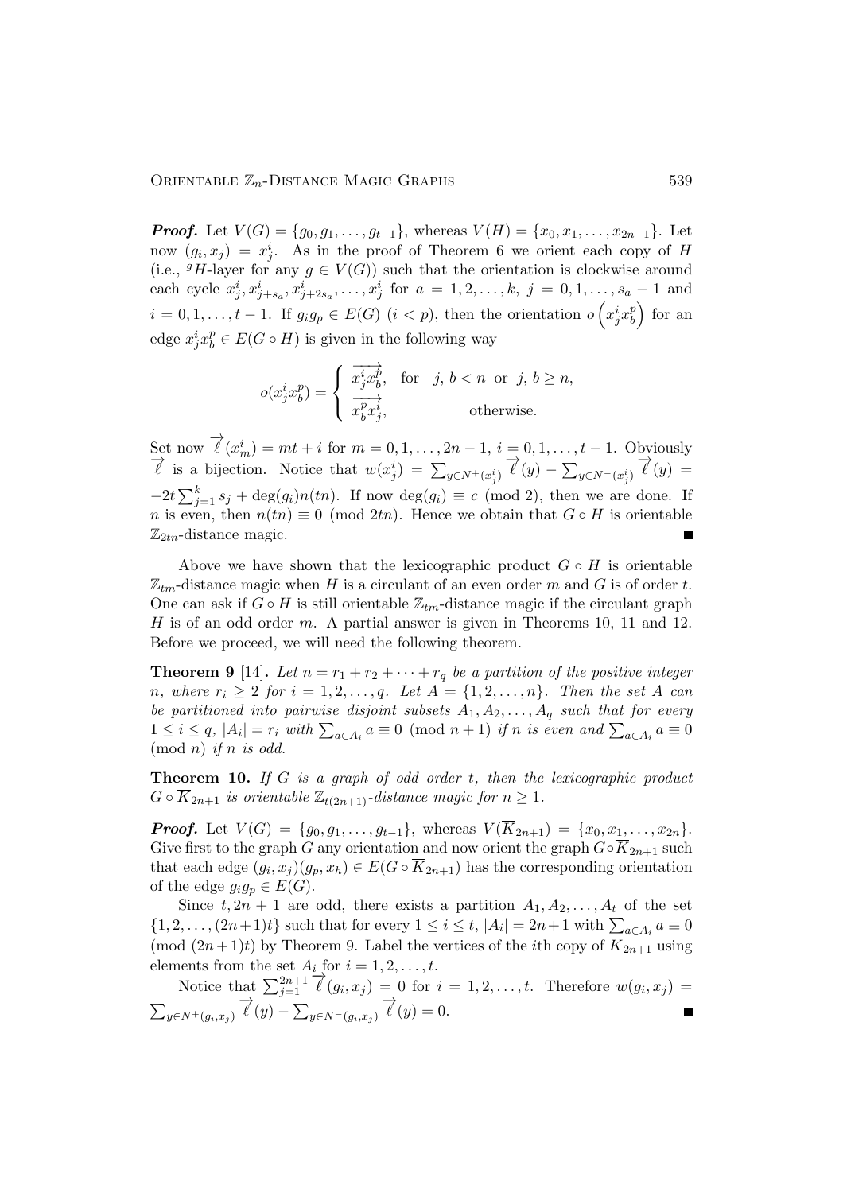***Proof.*** Let $V(G) = \{g_0, g_1, \ldots, g_{t-1}\}$, whereas $V(H) = \{x_0, x_1, \ldots, x_{2n-1}\}$. Let now $(g_i, x_j) = x_j^i$. As in the proof of Theorem 6 we orient each copy of $H$ (i.e., ${}^gH$-layer for any $g \in V(G)$) such that the orientation is clockwise around each cycle $x_j^i, x_{j+s_a}^i, x_{j+2s_a}^i, \ldots, x_j^i$ for $a = 1, 2, \ldots, k$, $j = 0, 1, \ldots, s_a - 1$ and $i = 0, 1, \ldots, t-1$. If $g_i g_p \in E(G)$ $(i < p)$, then the orientation $o\left(x_j^i x_b^p\right)$ for an edge $x_j^i x_b^p \in E(G \circ H)$ is given in the following way

$$o(x_j^i x_b^p) = \begin{cases} \overrightarrow{x_j^i x_b^p}, & \text{for} \quad j, b < n \text{ or } j, b \geq n, \\ \overrightarrow{x_b^p x_j^i}, & \text{otherwise.} \end{cases}$$

Set now $\overrightarrow{\ell}(x_m^i) = mt + i$ for $m = 0, 1, \ldots, 2n-1$, $i = 0, 1, \ldots, t-1$. Obviously $\overrightarrow{\ell}$ is a bijection. Notice that $w(x_j^i) = \sum_{y \in N^+(x_j^i)} \overrightarrow{\ell}(y) - \sum_{y \in N^-(x_j^i)} \overrightarrow{\ell}(y) = -2t \sum_{j=1}^{k} s_j + \deg(g_i) n(tn)$. If now $\deg(g_i) \equiv c \pmod 2$, then we are done. If $n$ is even, then $n(tn) \equiv 0 \pmod{2tn}$. Hence we obtain that $G \circ H$ is orientable $\mathbb{Z}_{2tn}$-distance magic. ∎

Above we have shown that the lexicographic product $G \circ H$ is orientable $\mathbb{Z}_{tm}$-distance magic when $H$ is a circulant of an even order $m$ and $G$ is of order $t$. One can ask if $G \circ H$ is still orientable $\mathbb{Z}_{tm}$-distance magic if the circulant graph $H$ is of an odd order $m$. A partial answer is given in Theorems 10, 11 and 12. Before we proceed, we will need the following theorem.

**Theorem 9** [14]**.** *Let $n = r_1 + r_2 + \cdots + r_q$ be a partition of the positive integer $n$, where $r_i \geq 2$ for $i = 1, 2, \ldots, q$. Let $A = \{1, 2, \ldots, n\}$. Then the set $A$ can be partitioned into pairwise disjoint subsets $A_1, A_2, \ldots, A_q$ such that for every $1 \leq i \leq q$, $|A_i| = r_i$ with $\sum_{a \in A_i} a \equiv 0 \pmod{n+1}$ if $n$ is even and $\sum_{a \in A_i} a \equiv 0 \pmod n$ if $n$ is odd.*

**Theorem 10.** *If $G$ is a graph of odd order $t$, then the lexicographic product $G \circ \overline{K}_{2n+1}$ is orientable $\mathbb{Z}_{t(2n+1)}$-distance magic for $n \geq 1$.*

***Proof.*** Let $V(G) = \{g_0, g_1, \ldots, g_{t-1}\}$, whereas $V(\overline{K}_{2n+1}) = \{x_0, x_1, \ldots, x_{2n}\}$. Give first to the graph $G$ any orientation and now orient the graph $G \circ \overline{K}_{2n+1}$ such that each edge $(g_i, x_j)(g_p, x_h) \in E(G \circ \overline{K}_{2n+1})$ has the corresponding orientation of the edge $g_i g_p \in E(G)$.

Since $t, 2n+1$ are odd, there exists a partition $A_1, A_2, \ldots, A_t$ of the set $\{1, 2, \ldots, (2n+1)t\}$ such that for every $1 \leq i \leq t$, $|A_i| = 2n+1$ with $\sum_{a \in A_i} a \equiv 0 \pmod{(2n+1)t}$ by Theorem 9. Label the vertices of the $i$th copy of $\overline{K}_{2n+1}$ using elements from the set $A_i$ for $i = 1, 2, \ldots, t$.

Notice that $\sum_{j=1}^{2n+1} \overrightarrow{\ell}(g_i, x_j) = 0$ for $i = 1, 2, \ldots, t$. Therefore $w(g_i, x_j) = \sum_{y \in N^+(g_i, x_j)} \overrightarrow{\ell}(y) - \sum_{y \in N^-(g_i, x_j)} \overrightarrow{\ell}(y) = 0$. ∎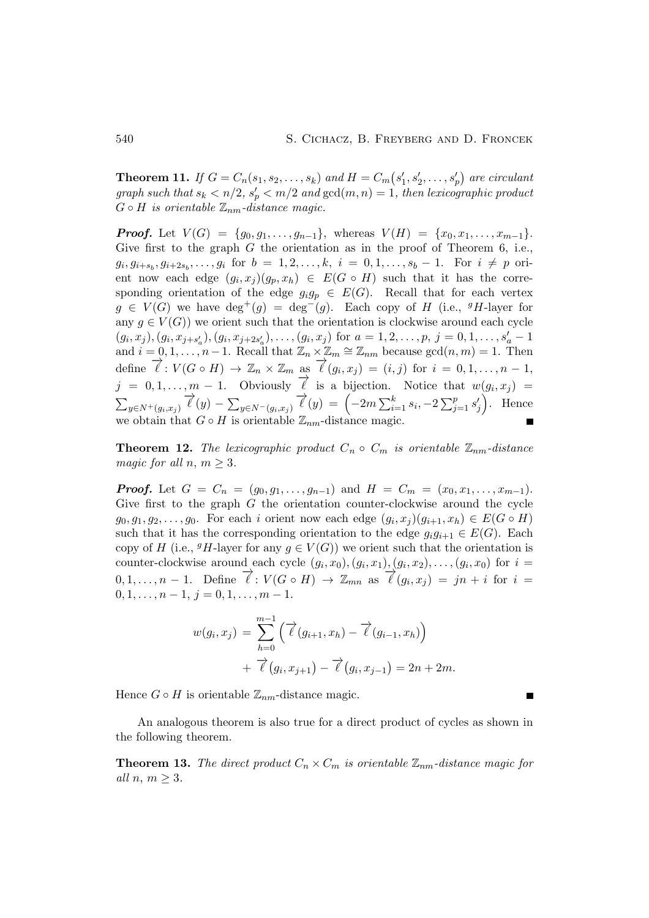**Theorem 11.** *If $G = C_n(s_1, s_2, \dots, s_k)$ and $H = C_m(s'_1, s'_2, \dots, s'_p)$ are circulant graph such that $s_k < n/2$, $s'_p < m/2$ and $\gcd(m, n) = 1$, then lexicographic product $G \circ H$ is orientable $\mathbb{Z}_{nm}$-distance magic.*

***Proof.*** Let $V(G) = \{g_0, g_1, \dots, g_{n-1}\}$, whereas $V(H) = \{x_0, x_1, \dots, x_{m-1}\}$. Give first to the graph $G$ the orientation as in the proof of Theorem 6, i.e., $g_i, g_{i+s_b}, g_{i+2s_b}, \dots, g_i$ for $b = 1, 2, \dots, k$, $i = 0, 1, \dots, s_b - 1$. For $i \neq p$ orient now each edge $(g_i, x_j)(g_p, x_h) \in E(G \circ H)$ such that it has the corresponding orientation of the edge $g_i g_p \in E(G)$. Recall that for each vertex $g \in V(G)$ we have $\deg^+(g) = \deg^-(g)$. Each copy of $H$ (i.e., ${}^gH$-layer for any $g \in V(G)$) we orient such that the orientation is clockwise around each cycle $(g_i, x_j), (g_i, x_{j+s'_a}), (g_i, x_{j+2s'_a}), \dots, (g_i, x_j)$ for $a = 1, 2, \dots, p$, $j = 0, 1, \dots, s'_a - 1$ and $i = 0, 1, \dots, n-1$. Recall that $\mathbb{Z}_n \times \mathbb{Z}_m \cong \mathbb{Z}_{nm}$ because $\gcd(n, m) = 1$. Then define $\overrightarrow{\ell} : V(G \circ H) \to \mathbb{Z}_n \times \mathbb{Z}_m$ as $\overrightarrow{\ell}(g_i, x_j) = (i, j)$ for $i = 0, 1, \dots, n-1$, $j = 0, 1, \dots, m-1$. Obviously $\overrightarrow{\ell}$ is a bijection. Notice that $w(g_i, x_j) = \sum_{y \in N^+(g_i, x_j)} \overrightarrow{\ell}(y) - \sum_{y \in N^-(g_i, x_j)} \overrightarrow{\ell}(y) = \left(-2m \sum_{i=1}^{k} s_i, -2 \sum_{j=1}^{p} s'_j\right)$. Hence we obtain that $G \circ H$ is orientable $\mathbb{Z}_{nm}$-distance magic. ∎

**Theorem 12.** *The lexicographic product $C_n \circ C_m$ is orientable $\mathbb{Z}_{nm}$-distance magic for all $n$, $m \geq 3$.*

***Proof.*** Let $G = C_n = (g_0, g_1, \dots, g_{n-1})$ and $H = C_m = (x_0, x_1, \dots, x_{m-1})$. Give first to the graph $G$ the orientation counter-clockwise around the cycle $g_0, g_1, g_2, \dots, g_0$. For each $i$ orient now each edge $(g_i, x_j)(g_{i+1}, x_h) \in E(G \circ H)$ such that it has the corresponding orientation to the edge $g_i g_{i+1} \in E(G)$. Each copy of $H$ (i.e., ${}^gH$-layer for any $g \in V(G)$) we orient such that the orientation is counter-clockwise around each cycle $(g_i, x_0), (g_i, x_1), (g_i, x_2), \dots, (g_i, x_0)$ for $i = 0, 1, \dots, n-1$. Define $\overrightarrow{\ell} : V(G \circ H) \to \mathbb{Z}_{mn}$ as $\overrightarrow{\ell}(g_i, x_j) = jn + i$ for $i = 0, 1, \dots, n-1$, $j = 0, 1, \dots, m-1$.

$$
\begin{aligned}
w(g_i, x_j) &= \sum_{h=0}^{m-1} \left( \overrightarrow{\ell}(g_{i+1}, x_h) - \overrightarrow{\ell}(g_{i-1}, x_h) \right) \\
&\quad + \overrightarrow{\ell}(g_i, x_{j+1}) - \overrightarrow{\ell}(g_i, x_{j-1}) = 2n + 2m.
\end{aligned}
$$

Hence $G \circ H$ is orientable $\mathbb{Z}_{nm}$-distance magic. ∎

An analogous theorem is also true for a direct product of cycles as shown in the following theorem.

**Theorem 13.** *The direct product $C_n \times C_m$ is orientable $\mathbb{Z}_{nm}$-distance magic for all $n$, $m \geq 3$.*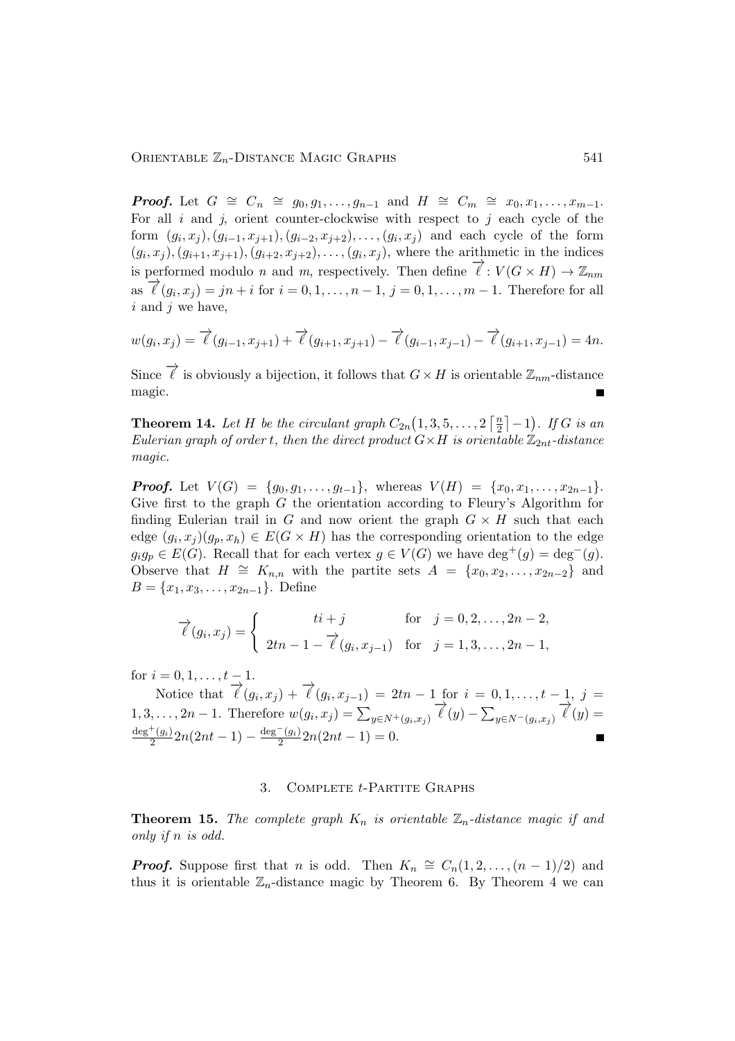***Proof.*** Let $G \cong C_n \cong g_0, g_1, \ldots, g_{n-1}$ and $H \cong C_m \cong x_0, x_1, \ldots, x_{m-1}$. For all $i$ and $j$, orient counter-clockwise with respect to $j$ each cycle of the form $(g_i, x_j), (g_{i-1}, x_{j+1}), (g_{i-2}, x_{j+2}), \ldots, (g_i, x_j)$ and each cycle of the form $(g_i, x_j), (g_{i+1}, x_{j+1}), (g_{i+2}, x_{j+2}), \ldots, (g_i, x_j)$, where the arithmetic in the indices is performed modulo $n$ and $m$, respectively. Then define $\overrightarrow{\ell} : V(G \times H) \to \mathbb{Z}_{nm}$ as $\overrightarrow{\ell}(g_i, x_j) = jn + i$ for $i = 0, 1, \ldots, n-1$, $j = 0, 1, \ldots, m-1$. Therefore for all $i$ and $j$ we have,

$$w(g_i, x_j) = \overrightarrow{\ell}(g_{i-1}, x_{j+1}) + \overrightarrow{\ell}(g_{i+1}, x_{j+1}) - \overrightarrow{\ell}(g_{i-1}, x_{j-1}) - \overrightarrow{\ell}(g_{i+1}, x_{j-1}) = 4n.$$

Since $\overrightarrow{\ell}$ is obviously a bijection, it follows that $G \times H$ is orientable $\mathbb{Z}_{nm}$-distance magic. ∎

**Theorem 14.** *Let $H$ be the circulant graph $C_{2n}\big(1, 3, 5, \ldots, 2\left\lceil \frac{n}{2} \right\rceil - 1\big)$. If $G$ is an Eulerian graph of order $t$, then the direct product $G \times H$ is orientable $\mathbb{Z}_{2nt}$-distance magic.*

***Proof.*** Let $V(G) = \{g_0, g_1, \ldots, g_{t-1}\}$, whereas $V(H) = \{x_0, x_1, \ldots, x_{2n-1}\}$. Give first to the graph $G$ the orientation according to Fleury's Algorithm for finding Eulerian trail in $G$ and now orient the graph $G \times H$ such that each edge $(g_i, x_j)(g_p, x_h) \in E(G \times H)$ has the corresponding orientation to the edge $g_i g_p \in E(G)$. Recall that for each vertex $g \in V(G)$ we have $\deg^+(g) = \deg^-(g)$. Observe that $H \cong K_{n,n}$ with the partite sets $A = \{x_0, x_2, \ldots, x_{2n-2}\}$ and $B = \{x_1, x_3, \ldots, x_{2n-1}\}$. Define

$$\overrightarrow{\ell}(g_i, x_j) = \begin{cases} ti + j & \text{for} \quad j = 0, 2, \ldots, 2n-2, \\ 2tn - 1 - \overrightarrow{\ell}(g_i, x_{j-1}) & \text{for} \quad j = 1, 3, \ldots, 2n-1, \end{cases}$$

for $i = 0, 1, \ldots, t-1$.

Notice that $\overrightarrow{\ell}(g_i, x_j) + \overrightarrow{\ell}(g_i, x_{j-1}) = 2tn - 1$ for $i = 0, 1, \ldots, t-1$, $j = 1, 3, \ldots, 2n-1$. Therefore $w(g_i, x_j) = \sum_{y \in N^+(g_i, x_j)} \overrightarrow{\ell}(y) - \sum_{y \in N^-(g_i, x_j)} \overrightarrow{\ell}(y) = \frac{\deg^+(g_i)}{2} 2n(2nt-1) - \frac{\deg^-(g_i)}{2} 2n(2nt-1) = 0$. ∎

## 3. Complete $t$-Partite Graphs

**Theorem 15.** *The complete graph $K_n$ is orientable $\mathbb{Z}_n$-distance magic if and only if $n$ is odd.*

***Proof.*** Suppose first that $n$ is odd. Then $K_n \cong C_n(1, 2, \ldots, (n-1)/2)$ and thus it is orientable $\mathbb{Z}_n$-distance magic by Theorem 6. By Theorem 4 we can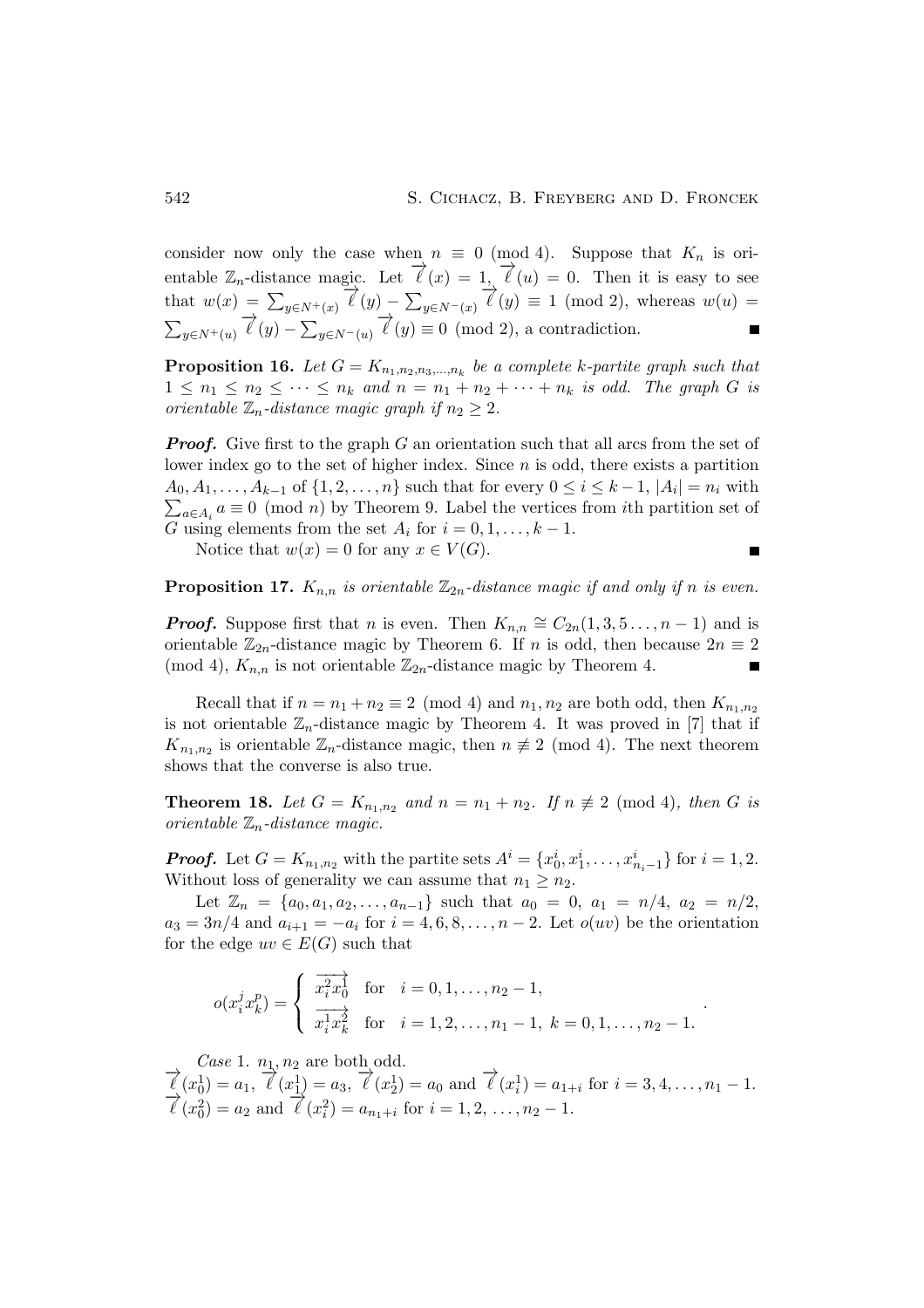consider now only the case when $n \equiv 0 \pmod 4$. Suppose that $K_n$ is orientable $\mathbb{Z}_n$-distance magic. Let $\overrightarrow{\ell}(x) = 1$, $\overrightarrow{\ell}(u) = 0$. Then it is easy to see that $w(x) = \sum_{y \in N^+(x)} \overrightarrow{\ell}(y) - \sum_{y \in N^-(x)} \overrightarrow{\ell}(y) \equiv 1 \pmod 2$, whereas $w(u) = \sum_{y \in N^+(u)} \overrightarrow{\ell}(y) - \sum_{y \in N^-(u)} \overrightarrow{\ell}(y) \equiv 0 \pmod 2$, a contradiction. ∎

**Proposition 16.** *Let $G = K_{n_1,n_2,n_3,\ldots,n_k}$ be a complete $k$-partite graph such that $1 \le n_1 \le n_2 \le \cdots \le n_k$ and $n = n_1 + n_2 + \cdots + n_k$ is odd. The graph $G$ is orientable $\mathbb{Z}_n$-distance magic graph if $n_2 \ge 2$.*

***Proof.*** Give first to the graph $G$ an orientation such that all arcs from the set of lower index go to the set of higher index. Since $n$ is odd, there exists a partition $A_0, A_1, \ldots, A_{k-1}$ of $\{1, 2, \ldots, n\}$ such that for every $0 \le i \le k-1$, $|A_i| = n_i$ with $\sum_{a \in A_i} a \equiv 0 \pmod n$ by Theorem 9. Label the vertices from $i$th partition set of $G$ using elements from the set $A_i$ for $i = 0, 1, \ldots, k-1$.

Notice that $w(x) = 0$ for any $x \in V(G)$. ∎

**Proposition 17.** *$K_{n,n}$ is orientable $\mathbb{Z}_{2n}$-distance magic if and only if $n$ is even.*

***Proof.*** Suppose first that $n$ is even. Then $K_{n,n} \cong C_{2n}(1, 3, 5\ldots, n-1)$ and is orientable $\mathbb{Z}_{2n}$-distance magic by Theorem 6. If $n$ is odd, then because $2n \equiv 2 \pmod 4$, $K_{n,n}$ is not orientable $\mathbb{Z}_{2n}$-distance magic by Theorem 4. ∎

Recall that if $n = n_1 + n_2 \equiv 2 \pmod 4$ and $n_1, n_2$ are both odd, then $K_{n_1,n_2}$ is not orientable $\mathbb{Z}_n$-distance magic by Theorem 4. It was proved in [7] that if $K_{n_1,n_2}$ is orientable $\mathbb{Z}_n$-distance magic, then $n \not\equiv 2 \pmod 4$. The next theorem shows that the converse is also true.

**Theorem 18.** *Let $G = K_{n_1,n_2}$ and $n = n_1 + n_2$. If $n \not\equiv 2 \pmod 4$, then $G$ is orientable $\mathbb{Z}_n$-distance magic.*

***Proof.*** Let $G = K_{n_1,n_2}$ with the partite sets $A^i = \{x_0^i, x_1^i, \ldots, x_{n_i-1}^i\}$ for $i = 1, 2$. Without loss of generality we can assume that $n_1 \ge n_2$.

Let $\mathbb{Z}_n = \{a_0, a_1, a_2, \ldots, a_{n-1}\}$ such that $a_0 = 0$, $a_1 = n/4$, $a_2 = n/2$, $a_3 = 3n/4$ and $a_{i+1} = -a_i$ for $i = 4, 6, 8, \ldots, n-2$. Let $o(uv)$ be the orientation for the edge $uv \in E(G)$ such that

$$o(x_i^j x_k^p) = \begin{cases} \overrightarrow{x_i^2 x_0^1} & \text{for} \quad i = 0, 1, \ldots, n_2 - 1, \\ \overrightarrow{x_i^1 x_k^2} & \text{for} \quad i = 1, 2, \ldots, n_1 - 1,\ k = 0, 1, \ldots, n_2 - 1. \end{cases}.$$

*Case* 1. $n_1, n_2$ are both odd.
$\overrightarrow{\ell}(x_0^1) = a_1$, $\overrightarrow{\ell}(x_1^1) = a_3$, $\overrightarrow{\ell}(x_2^1) = a_0$ and $\overrightarrow{\ell}(x_i^1) = a_{1+i}$ for $i = 3, 4, \ldots, n_1 - 1$.
$\overrightarrow{\ell}(x_0^2) = a_2$ and $\overrightarrow{\ell}(x_i^2) = a_{n_1+i}$ for $i = 1, 2, \ldots, n_2 - 1$.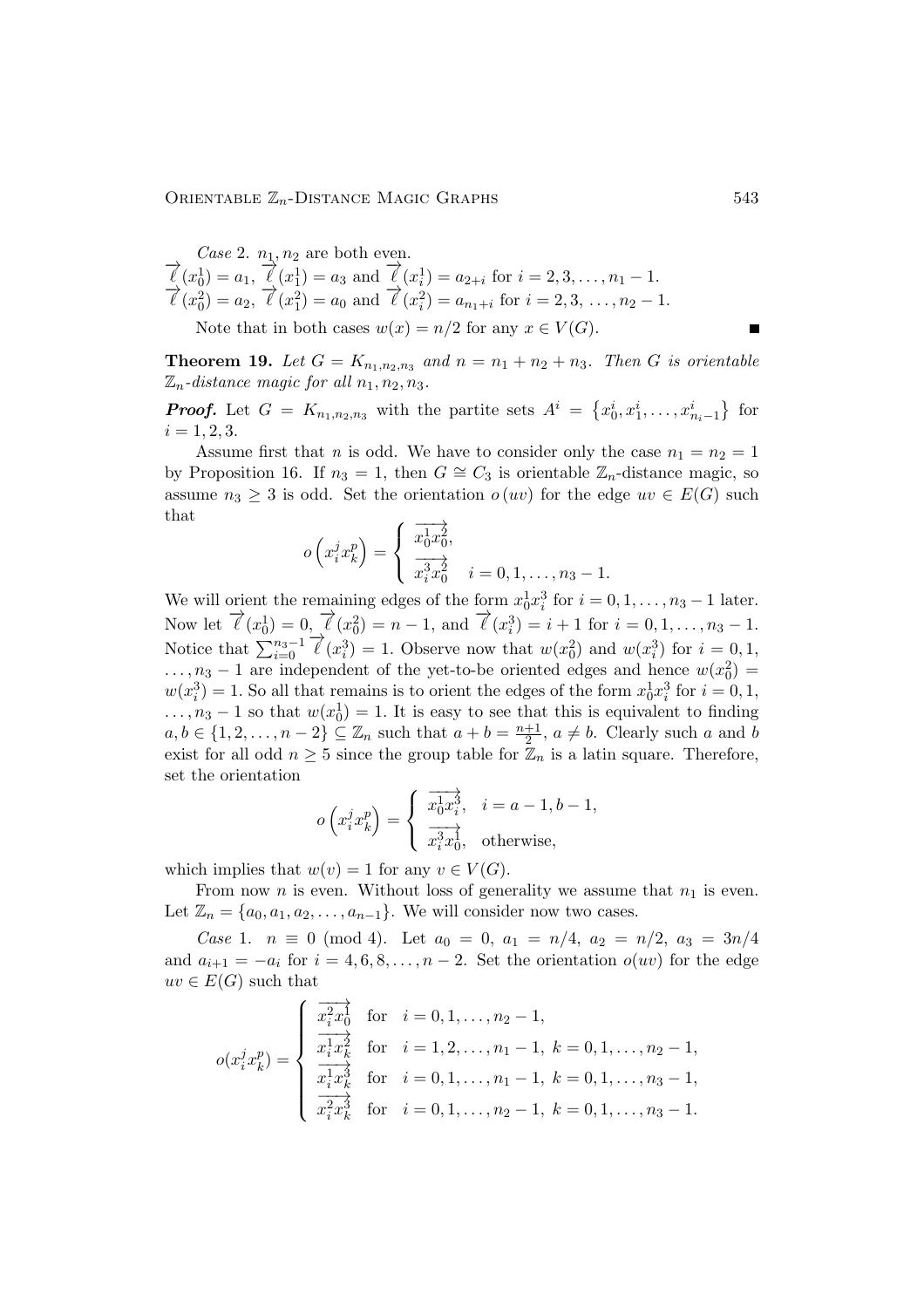*Case* 2. $n_1, n_2$ are both even.
$\overrightarrow{\ell}(x_0^1) = a_1$, $\overrightarrow{\ell}(x_1^1) = a_3$ and $\overrightarrow{\ell}(x_i^1) = a_{2+i}$ for $i = 2, 3, \ldots, n_1 - 1$.
$\overrightarrow{\ell}(x_0^2) = a_2$, $\overrightarrow{\ell}(x_1^2) = a_0$ and $\overrightarrow{\ell}(x_i^2) = a_{n_1+i}$ for $i = 2, 3, \ldots, n_2 - 1$.

Note that in both cases $w(x) = n/2$ for any $x \in V(G)$. ■

**Theorem 19.** *Let $G = K_{n_1,n_2,n_3}$ and $n = n_1 + n_2 + n_3$. Then $G$ is orientable $\mathbb{Z}_n$-distance magic for all $n_1, n_2, n_3$.*

***Proof.*** Let $G = K_{n_1,n_2,n_3}$ with the partite sets $A^i = \left\{x_0^i, x_1^i, \ldots, x_{n_i-1}^i\right\}$ for $i = 1, 2, 3$.

Assume first that $n$ is odd. We have to consider only the case $n_1 = n_2 = 1$ by Proposition 16. If $n_3 = 1$, then $G \cong C_3$ is orientable $\mathbb{Z}_n$-distance magic, so assume $n_3 \geq 3$ is odd. Set the orientation $o(uv)$ for the edge $uv \in E(G)$ such that

$$o\left(x_i^j x_k^p\right) = \begin{cases} \overrightarrow{x_0^1 x_0^2}, & \\ \overrightarrow{x_i^3 x_0^2} & i = 0, 1, \ldots, n_3 - 1. \end{cases}$$

We will orient the remaining edges of the form $x_0^1 x_i^3$ for $i = 0, 1, \ldots, n_3 - 1$ later. Now let $\overrightarrow{\ell}(x_0^1) = 0$, $\overrightarrow{\ell}(x_0^2) = n - 1$, and $\overrightarrow{\ell}(x_i^3) = i + 1$ for $i = 0, 1, \ldots, n_3 - 1$. Notice that $\sum_{i=0}^{n_3-1} \overrightarrow{\ell}(x_i^3) = 1$. Observe now that $w(x_0^2)$ and $w(x_i^3)$ for $i = 0, 1, \ldots, n_3 - 1$ are independent of the yet-to-be oriented edges and hence $w(x_0^2) = w(x_i^3) = 1$. So all that remains is to orient the edges of the form $x_0^1 x_i^3$ for $i = 0, 1, \ldots, n_3 - 1$ so that $w(x_0^1) = 1$. It is easy to see that this is equivalent to finding $a, b \in \{1, 2, \ldots, n - 2\} \subseteq \mathbb{Z}_n$ such that $a + b = \frac{n+1}{2}$, $a \neq b$. Clearly such $a$ and $b$ exist for all odd $n \geq 5$ since the group table for $\mathbb{Z}_n$ is a latin square. Therefore, set the orientation

$$o\left(x_i^j x_k^p\right) = \begin{cases} \overrightarrow{x_0^1 x_i^3}, & i = a - 1, b - 1, \\ \overrightarrow{x_i^3 x_0^1}, & \text{otherwise}, \end{cases}$$

which implies that $w(v) = 1$ for any $v \in V(G)$.

From now $n$ is even. Without loss of generality we assume that $n_1$ is even. Let $\mathbb{Z}_n = \{a_0, a_1, a_2, \ldots, a_{n-1}\}$. We will consider now two cases.

*Case* 1. $n \equiv 0 \pmod 4$. Let $a_0 = 0$, $a_1 = n/4$, $a_2 = n/2$, $a_3 = 3n/4$ and $a_{i+1} = -a_i$ for $i = 4, 6, 8, \ldots, n - 2$. Set the orientation $o(uv)$ for the edge $uv \in E(G)$ such that

$$o(x_i^j x_k^p) = \begin{cases} \overrightarrow{x_i^2 x_0^1} & \text{for} \quad i = 0, 1, \ldots, n_2 - 1, \\ \overrightarrow{x_i^1 x_k^2} & \text{for} \quad i = 1, 2, \ldots, n_1 - 1, \ k = 0, 1, \ldots, n_2 - 1, \\ \overrightarrow{x_i^1 x_k^3} & \text{for} \quad i = 0, 1, \ldots, n_1 - 1, \ k = 0, 1, \ldots, n_3 - 1, \\ \overrightarrow{x_i^2 x_k^3} & \text{for} \quad i = 0, 1, \ldots, n_2 - 1, \ k = 0, 1, \ldots, n_3 - 1. \end{cases}$$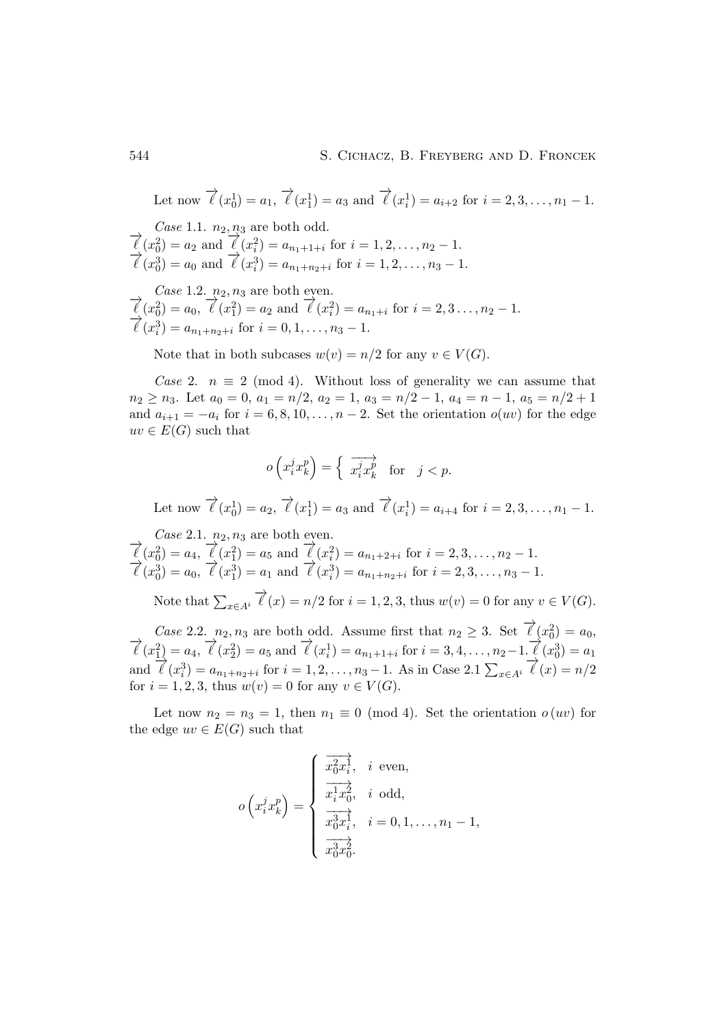Let now $\overrightarrow{\ell}(x_0^1) = a_1$, $\overrightarrow{\ell}(x_1^1) = a_3$ and $\overrightarrow{\ell}(x_i^1) = a_{i+2}$ for $i = 2, 3, \ldots, n_1 - 1$.

*Case* 1.1. $n_2, n_3$ are both odd.
$\overrightarrow{\ell}(x_0^2) = a_2$ and $\overrightarrow{\ell}(x_i^2) = a_{n_1+1+i}$ for $i = 1, 2, \ldots, n_2 - 1$.
$\overrightarrow{\ell}(x_0^3) = a_0$ and $\overrightarrow{\ell}(x_i^3) = a_{n_1+n_2+i}$ for $i = 1, 2, \ldots, n_3 - 1$.

*Case* 1.2. $n_2, n_3$ are both even.
$\overrightarrow{\ell}(x_0^2) = a_0$, $\overrightarrow{\ell}(x_1^2) = a_2$ and $\overrightarrow{\ell}(x_i^2) = a_{n_1+i}$ for $i = 2, 3 \ldots, n_2 - 1$.
$\overrightarrow{\ell}(x_i^3) = a_{n_1+n_2+i}$ for $i = 0, 1, \ldots, n_3 - 1$.

Note that in both subcases $w(v) = n/2$ for any $v \in V(G)$.

*Case* 2. $n \equiv 2 \pmod 4$. Without loss of generality we can assume that $n_2 \geq n_3$. Let $a_0 = 0$, $a_1 = n/2$, $a_2 = 1$, $a_3 = n/2 - 1$, $a_4 = n - 1$, $a_5 = n/2 + 1$ and $a_{i+1} = -a_i$ for $i = 6, 8, 10, \ldots, n - 2$. Set the orientation $o(uv)$ for the edge $uv \in E(G)$ such that

$$o\left(x_i^j x_k^p\right) = \left\{ \overrightarrow{x_i^j x_k^p} \quad \text{for} \quad j < p. \right.$$

Let now $\overrightarrow{\ell}(x_0^1) = a_2$, $\overrightarrow{\ell}(x_1^1) = a_3$ and $\overrightarrow{\ell}(x_i^1) = a_{i+4}$ for $i = 2, 3, \ldots, n_1 - 1$.

*Case* 2.1. $n_2, n_3$ are both even.
$\overrightarrow{\ell}(x_0^2) = a_4$, $\overrightarrow{\ell}(x_1^2) = a_5$ and $\overrightarrow{\ell}(x_i^2) = a_{n_1+2+i}$ for $i = 2, 3, \ldots, n_2 - 1$.
$\overrightarrow{\ell}(x_0^3) = a_0$, $\overrightarrow{\ell}(x_1^3) = a_1$ and $\overrightarrow{\ell}(x_i^3) = a_{n_1+n_2+i}$ for $i = 2, 3, \ldots, n_3 - 1$.

Note that $\sum_{x \in A^i} \overrightarrow{\ell}(x) = n/2$ for $i = 1, 2, 3$, thus $w(v) = 0$ for any $v \in V(G)$.

*Case* 2.2. $n_2, n_3$ are both odd. Assume first that $n_2 \geq 3$. Set $\overrightarrow{\ell}(x_0^2) = a_0$, $\overrightarrow{\ell}(x_1^2) = a_4$, $\overrightarrow{\ell}(x_2^2) = a_5$ and $\overrightarrow{\ell}(x_i^1) = a_{n_1+1+i}$ for $i = 3, 4, \ldots, n_2 - 1$. $\overrightarrow{\ell}(x_0^3) = a_1$ and $\overrightarrow{\ell}(x_i^3) = a_{n_1+n_2+i}$ for $i = 1, 2, \ldots, n_3 - 1$. As in Case 2.1 $\sum_{x \in A^i} \overrightarrow{\ell}(x) = n/2$ for $i = 1, 2, 3$, thus $w(v) = 0$ for any $v \in V(G)$.

Let now $n_2 = n_3 = 1$, then $n_1 \equiv 0 \pmod 4$. Set the orientation $o(uv)$ for the edge $uv \in E(G)$ such that

$$o\left(x_i^j x_k^p\right) = \begin{cases} \overrightarrow{x_0^2 x_i^1}, & i \text{ even}, \\ \overrightarrow{x_i^1 x_0^2}, & i \text{ odd}, \\ \overrightarrow{x_0^3 x_i^1}, & i = 0, 1, \ldots, n_1 - 1, \\ \overrightarrow{x_0^3 x_0^2}. & \end{cases}$$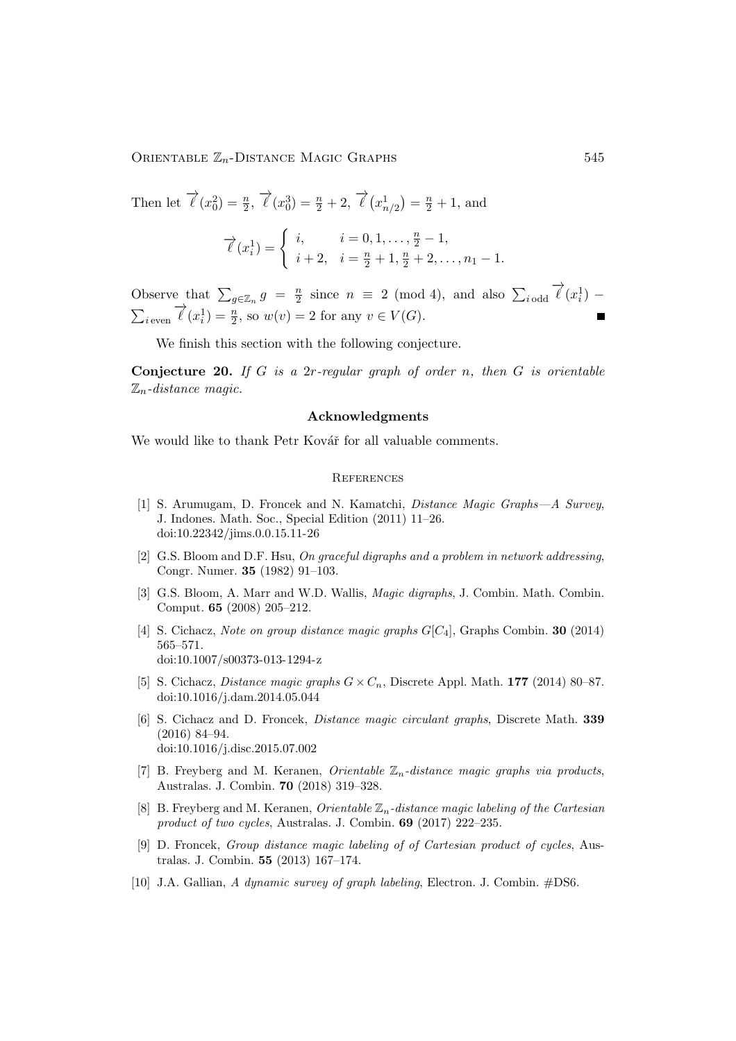Then let $\overrightarrow{\ell}(x_0^2) = \frac{n}{2}$, $\overrightarrow{\ell}(x_0^3) = \frac{n}{2} + 2$, $\overrightarrow{\ell}\left(x_{n/2}^1\right) = \frac{n}{2} + 1$, and

$$\overrightarrow{\ell}(x_i^1) = \begin{cases} i, & i = 0, 1, \ldots, \frac{n}{2} - 1, \\ i + 2, & i = \frac{n}{2} + 1, \frac{n}{2} + 2, \ldots, n_1 - 1. \end{cases}$$

Observe that $\sum_{g \in \mathbb{Z}_n} g = \frac{n}{2}$ since $n \equiv 2 \pmod 4$, and also $\sum_{i\,\text{odd}} \overrightarrow{\ell}(x_i^1) - \sum_{i\,\text{even}} \overrightarrow{\ell}(x_i^1) = \frac{n}{2}$, so $w(v) = 2$ for any $v \in V(G)$. ∎

We finish this section with the following conjecture.

**Conjecture 20.** *If $G$ is a $2r$-regular graph of order $n$, then $G$ is orientable $\mathbb{Z}_n$-distance magic.*

## Acknowledgments

We would like to thank Petr Kovář for all valuable comments.

## References

[1] S. Arumugam, D. Froncek and N. Kamatchi, *Distance Magic Graphs—A Survey*, J. Indones. Math. Soc., Special Edition (2011) 11–26. doi:10.22342/jims.0.0.15.11-26

[2] G.S. Bloom and D.F. Hsu, *On graceful digraphs and a problem in network addressing*, Congr. Numer. **35** (1982) 91–103.

[3] G.S. Bloom, A. Marr and W.D. Wallis, *Magic digraphs*, J. Combin. Math. Combin. Comput. **65** (2008) 205–212.

[4] S. Cichacz, *Note on group distance magic graphs $G[C_4]$*, Graphs Combin. **30** (2014) 565–571. doi:10.1007/s00373-013-1294-z

[5] S. Cichacz, *Distance magic graphs $G \times C_n$*, Discrete Appl. Math. **177** (2014) 80–87. doi:10.1016/j.dam.2014.05.044

[6] S. Cichacz and D. Froncek, *Distance magic circulant graphs*, Discrete Math. **339** (2016) 84–94. doi:10.1016/j.disc.2015.07.002

[7] B. Freyberg and M. Keranen, *Orientable $\mathbb{Z}_n$-distance magic graphs via products*, Australas. J. Combin. **70** (2018) 319–328.

[8] B. Freyberg and M. Keranen, *Orientable $\mathbb{Z}_n$-distance magic labeling of the Cartesian product of two cycles*, Australas. J. Combin. **69** (2017) 222–235.

[9] D. Froncek, *Group distance magic labeling of of Cartesian product of cycles*, Australas. J. Combin. **55** (2013) 167–174.

[10] J.A. Gallian, *A dynamic survey of graph labeling*, Electron. J. Combin. #DS6.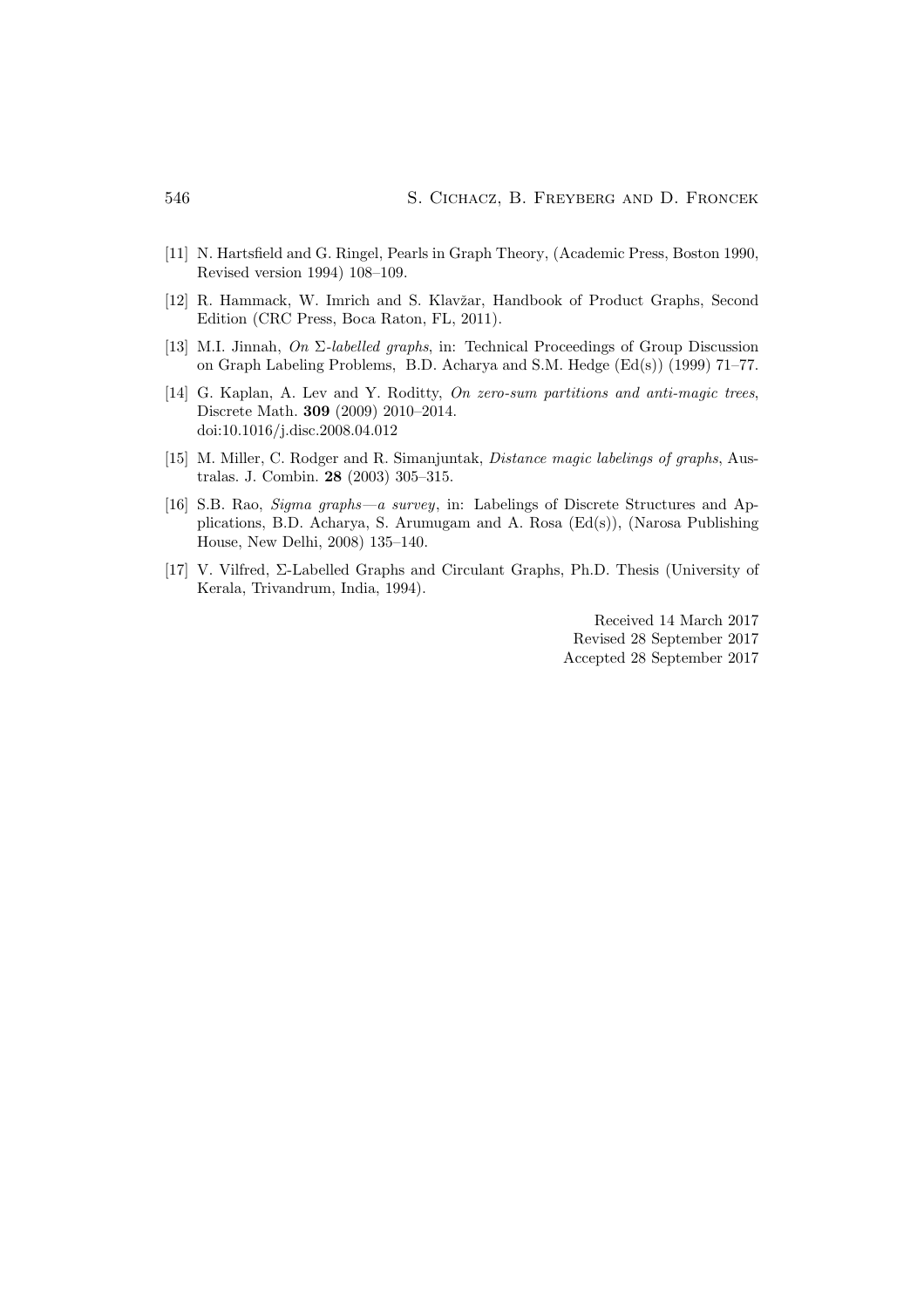[11] N. Hartsfield and G. Ringel, Pearls in Graph Theory, (Academic Press, Boston 1990, Revised version 1994) 108–109.

[12] R. Hammack, W. Imrich and S. Klavžar, Handbook of Product Graphs, Second Edition (CRC Press, Boca Raton, FL, 2011).

[13] M.I. Jinnah, *On Σ-labelled graphs*, in: Technical Proceedings of Group Discussion on Graph Labeling Problems, B.D. Acharya and S.M. Hedge (Ed(s)) (1999) 71–77.

[14] G. Kaplan, A. Lev and Y. Roditty, *On zero-sum partitions and anti-magic trees*, Discrete Math. **309** (2009) 2010–2014. doi:10.1016/j.disc.2008.04.012

[15] M. Miller, C. Rodger and R. Simanjuntak, *Distance magic labelings of graphs*, Australas. J. Combin. **28** (2003) 305–315.

[16] S.B. Rao, *Sigma graphs—a survey*, in: Labelings of Discrete Structures and Applications, B.D. Acharya, S. Arumugam and A. Rosa (Ed(s)), (Narosa Publishing House, New Delhi, 2008) 135–140.

[17] V. Vilfred, Σ-Labelled Graphs and Circulant Graphs, Ph.D. Thesis (University of Kerala, Trivandrum, India, 1994).

Received 14 March 2017
Revised 28 September 2017
Accepted 28 September 2017